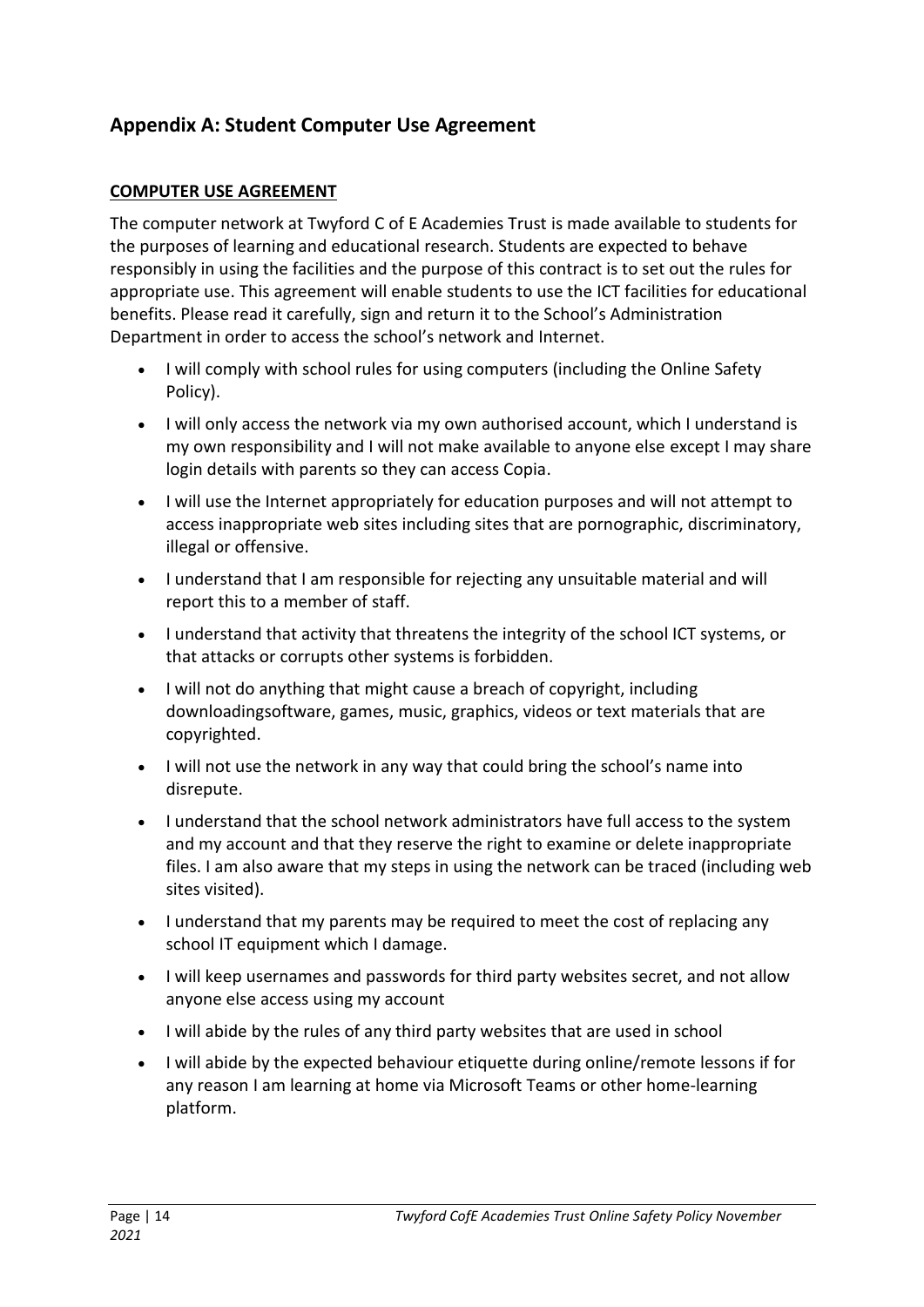## Appendix A: Student Computer Use Agreement

**COMPUTER USE AGREEMENT**

The computer network at Twyford C of E Academies Trust is made available to students for the purposes of learning and educational research. Students are expected to behave responsibly in using the facilities and the purpose of this contract is to set out the rules for appropriate use. This agreement will enable students to use the ICT facilities for educational benefits. Please read it carefully, sign and return it to the School's Administration Department in order to access the school's network and Internet.

- I will comply with school rules for using computers (including the Online Safety Policy).
- I will only access the network via my own authorised account, which I understand is my own responsibility and I will not make available to anyone else except I may share login details with parents so they can access Copia.
- I will use the Internet appropriately for education purposes and will not attempt to access inappropriate web sites including sites that are pornographic, discriminatory, illegal or offensive.
- I understand that I am responsible for rejecting any unsuitable material and will report this to a member of staff.
- I understand that activity that threatens the integrity of the school ICT systems, or that attacks or corrupts other systems is forbidden.
- I will not do anything that might cause a breach of copyright, including downloadingsoftware, games, music, graphics, videos or text materials that are copyrighted.
- I will not use the network in any way that could bring the school's name into disrepute.
- I understand that the school network administrators have full access to the system and my account and that they reserve the right to examine or delete inappropriate files. I am also aware that my steps in using the network can be traced (including web sites visited).
- I understand that my parents may be required to meet the cost of replacing any school IT equipment which I damage.
- I will keep usernames and passwords for third party websites secret, and not allow anyone else access using my account
- I will abide by the rules of any third party websites that are used in school
- I will abide by the expected behaviour etiquette during online/remote lessons if for any reason I am learning at home via Microsoft Teams or other home-learning platform.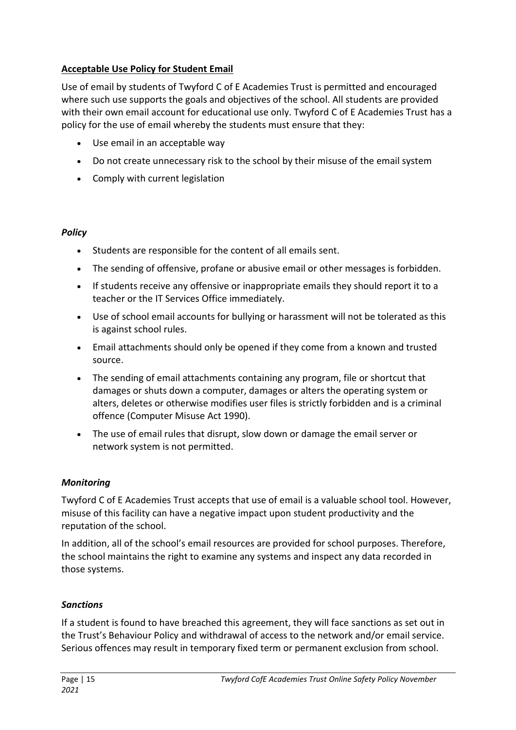**Acceptable Use Policy for Student Email**

Use of email by students of Twyford C of E Academies Trust is permitted and encouraged where such use supports the goals and objectives of the school. All students are provided with their own email account for educational use only. Twyford C of E Academies Trust has a policy for the use of email whereby the students must ensure that they:

- Use email in an acceptable way
- Do not create unnecessary risk to the school by their misuse of the email system
- Comply with current legislation

***Policy***

- Students are responsible for the content of all emails sent.
- The sending of offensive, profane or abusive email or other messages is forbidden.
- If students receive any offensive or inappropriate emails they should report it to a teacher or the IT Services Office immediately.
- Use of school email accounts for bullying or harassment will not be tolerated as this is against school rules.
- Email attachments should only be opened if they come from a known and trusted source.
- The sending of email attachments containing any program, file or shortcut that damages or shuts down a computer, damages or alters the operating system or alters, deletes or otherwise modifies user files is strictly forbidden and is a criminal offence (Computer Misuse Act 1990).
- The use of email rules that disrupt, slow down or damage the email server or network system is not permitted.

***Monitoring***

Twyford C of E Academies Trust accepts that use of email is a valuable school tool. However, misuse of this facility can have a negative impact upon student productivity and the reputation of the school.

In addition, all of the school's email resources are provided for school purposes. Therefore, the school maintains the right to examine any systems and inspect any data recorded in those systems.

***Sanctions***

If a student is found to have breached this agreement, they will face sanctions as set out in the Trust's Behaviour Policy and withdrawal of access to the network and/or email service. Serious offences may result in temporary fixed term or permanent exclusion from school.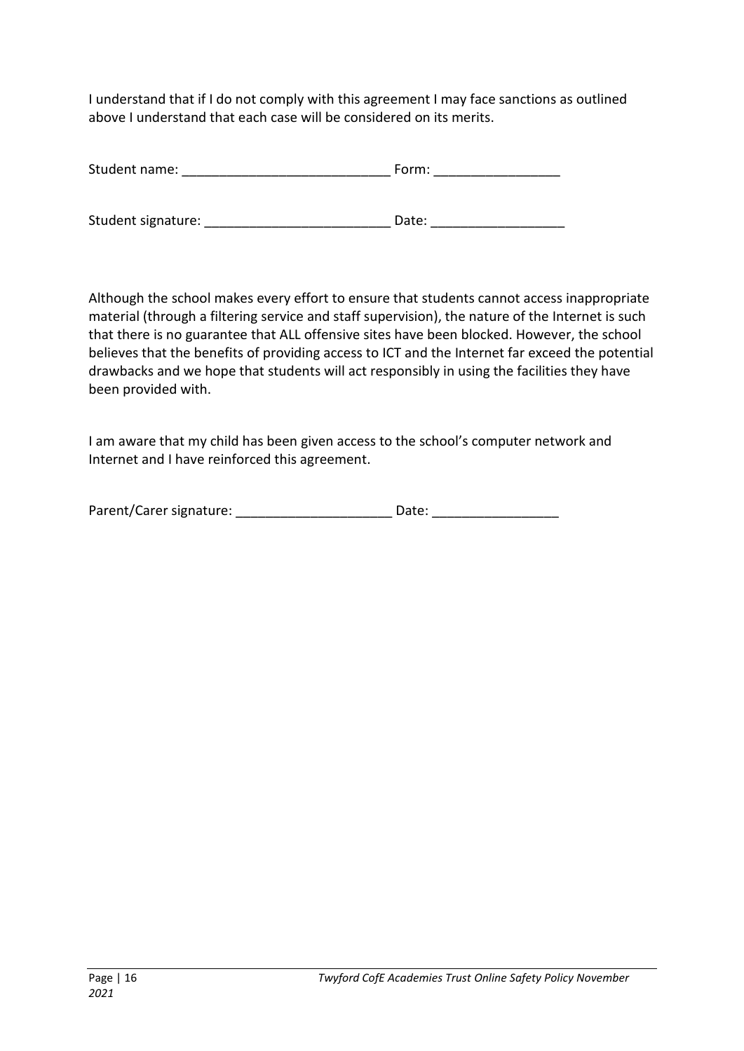I understand that if I do not comply with this agreement I may face sanctions as outlined above I understand that each case will be considered on its merits.

Student name: ____________________________ Form: _________________

Student signature: _________________________ Date: __________________

Although the school makes every effort to ensure that students cannot access inappropriate material (through a filtering service and staff supervision), the nature of the Internet is such that there is no guarantee that ALL offensive sites have been blocked. However, the school believes that the benefits of providing access to ICT and the Internet far exceed the potential drawbacks and we hope that students will act responsibly in using the facilities they have been provided with.

I am aware that my child has been given access to the school's computer network and Internet and I have reinforced this agreement.

Parent/Carer signature: _____________________ Date: _________________